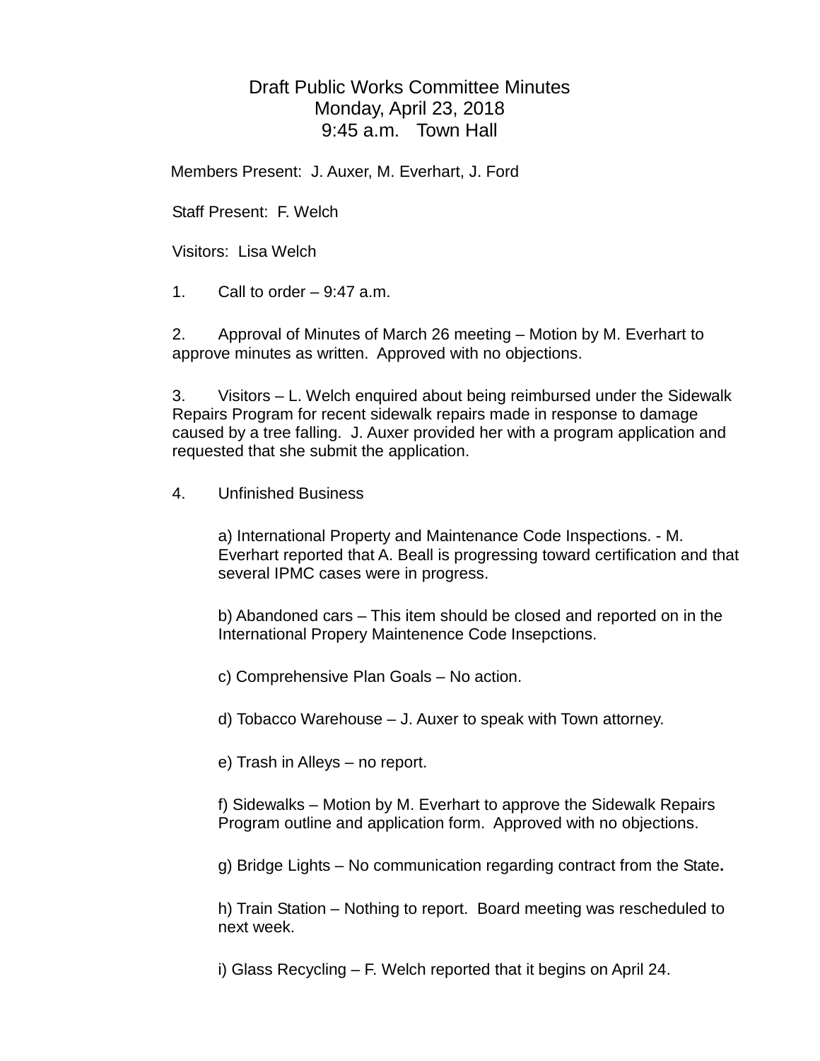# Draft Public Works Committee Minutes
## Monday, April 23, 2018
## 9:45 a.m.   Town Hall

Members Present:  J. Auxer, M. Everhart, J. Ford

Staff Present:  F. Welch

Visitors:  Lisa Welch

1. Call to order – 9:47 a.m.

2. Approval of Minutes of March 26 meeting – Motion by M. Everhart to approve minutes as written.  Approved with no objections.

3. Visitors – L. Welch enquired about being reimbursed under the Sidewalk Repairs Program for recent sidewalk repairs made in response to damage caused by a tree falling.  J. Auxer provided her with a program application and requested that she submit the application.

4. Unfinished Business

   a) International Property and Maintenance Code Inspections. - M. Everhart reported that A. Beall is progressing toward certification and that several IPMC cases were in progress.

   b) Abandoned cars – This item should be closed and reported on in the International Propery Maintenence Code Insepctions.

   c) Comprehensive Plan Goals – No action.

   d) Tobacco Warehouse – J. Auxer to speak with Town attorney.

   e) Trash in Alleys – no report.

   f) Sidewalks – Motion by M. Everhart to approve the Sidewalk Repairs Program outline and application form.  Approved with no objections.

   g) Bridge Lights – No communication regarding contract from the State.

   h) Train Station – Nothing to report.  Board meeting was rescheduled to next week.

   i) Glass Recycling – F. Welch reported that it begins on April 24.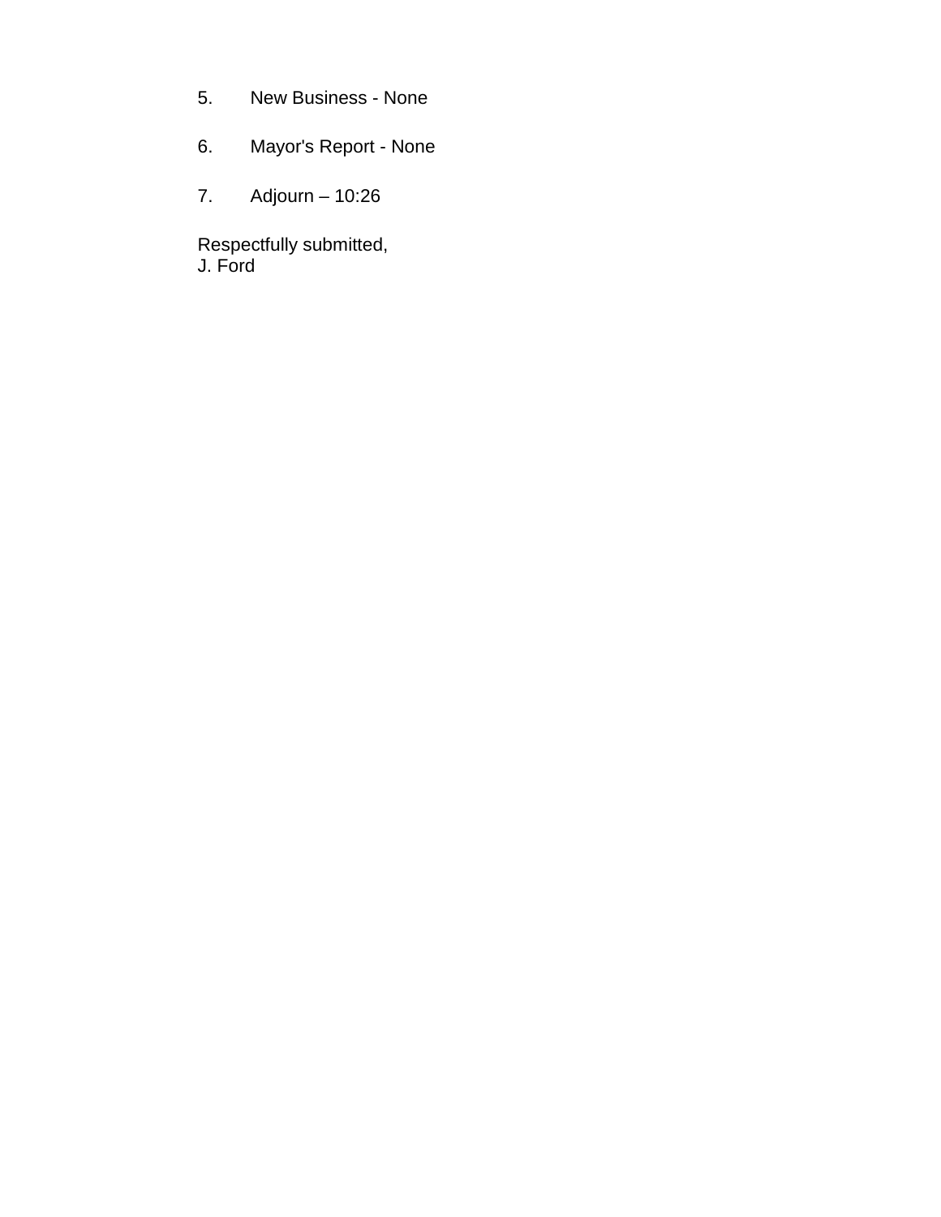5. New Business - None

6. Mayor's Report - None

7. Adjourn – 10:26

Respectfully submitted,
J. Ford